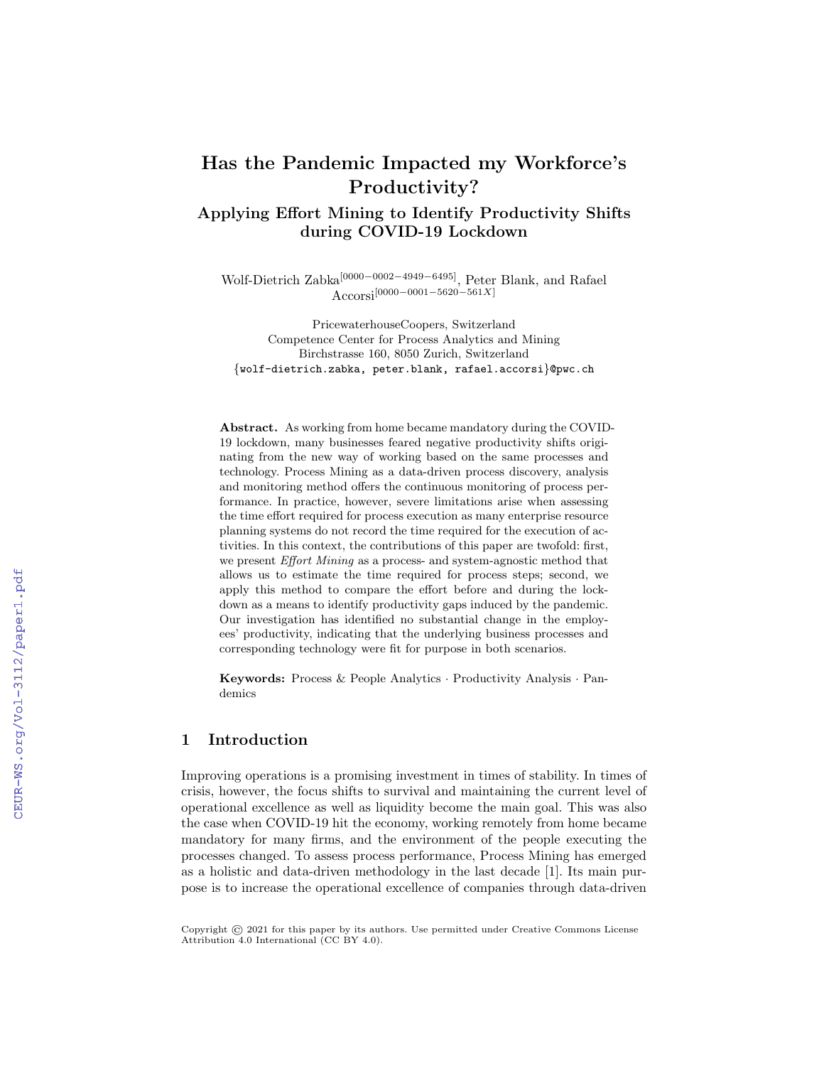# Has the Pandemic Impacted my Workforce's Productivity?

## Applying Effort Mining to Identify Productivity Shifts during COVID-19 Lockdown

Wolf-Dietrich Zabka[0000−0002−4949−6495], Peter Blank, and Rafael Accorsi[0000−0001−5620−561X]

PricewaterhouseCoopers, Switzerland
Competence Center for Process Analytics and Mining
Birchstrasse 160, 8050 Zurich, Switzerland
{wolf-dietrich.zabka, peter.blank, rafael.accorsi}@pwc.ch

**Abstract.** As working from home became mandatory during the COVID-19 lockdown, many businesses feared negative productivity shifts originating from the new way of working based on the same processes and technology. Process Mining as a data-driven process discovery, analysis and monitoring method offers the continuous monitoring of process performance. In practice, however, severe limitations arise when assessing the time effort required for process execution as many enterprise resource planning systems do not record the time required for the execution of activities. In this context, the contributions of this paper are twofold: first, we present *Effort Mining* as a process- and system-agnostic method that allows us to estimate the time required for process steps; second, we apply this method to compare the effort before and during the lockdown as a means to identify productivity gaps induced by the pandemic. Our investigation has identified no substantial change in the employees' productivity, indicating that the underlying business processes and corresponding technology were fit for purpose in both scenarios.

**Keywords:** Process & People Analytics · Productivity Analysis · Pandemics

## 1 Introduction

Improving operations is a promising investment in times of stability. In times of crisis, however, the focus shifts to survival and maintaining the current level of operational excellence as well as liquidity become the main goal. This was also the case when COVID-19 hit the economy, working remotely from home became mandatory for many firms, and the environment of the people executing the processes changed. To assess process performance, Process Mining has emerged as a holistic and data-driven methodology in the last decade [1]. Its main purpose is to increase the operational excellence of companies through data-driven

Copyright © 2021 for this paper by its authors. Use permitted under Creative Commons License Attribution 4.0 International (CC BY 4.0).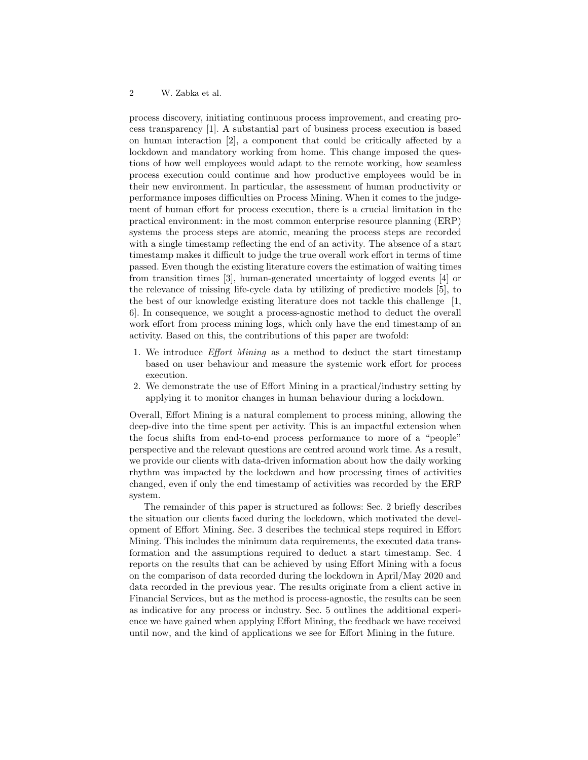process discovery, initiating continuous process improvement, and creating process transparency [1]. A substantial part of business process execution is based on human interaction [2], a component that could be critically affected by a lockdown and mandatory working from home. This change imposed the questions of how well employees would adapt to the remote working, how seamless process execution could continue and how productive employees would be in their new environment. In particular, the assessment of human productivity or performance imposes difficulties on Process Mining. When it comes to the judgement of human effort for process execution, there is a crucial limitation in the practical environment: in the most common enterprise resource planning (ERP) systems the process steps are atomic, meaning the process steps are recorded with a single timestamp reflecting the end of an activity. The absence of a start timestamp makes it difficult to judge the true overall work effort in terms of time passed. Even though the existing literature covers the estimation of waiting times from transition times [3], human-generated uncertainty of logged events [4] or the relevance of missing life-cycle data by utilizing of predictive models [5], to the best of our knowledge existing literature does not tackle this challenge [1, 6]. In consequence, we sought a process-agnostic method to deduct the overall work effort from process mining logs, which only have the end timestamp of an activity. Based on this, the contributions of this paper are twofold:

1. We introduce *Effort Mining* as a method to deduct the start timestamp based on user behaviour and measure the systemic work effort for process execution.
2. We demonstrate the use of Effort Mining in a practical/industry setting by applying it to monitor changes in human behaviour during a lockdown.

Overall, Effort Mining is a natural complement to process mining, allowing the deep-dive into the time spent per activity. This is an impactful extension when the focus shifts from end-to-end process performance to more of a "people" perspective and the relevant questions are centred around work time. As a result, we provide our clients with data-driven information about how the daily working rhythm was impacted by the lockdown and how processing times of activities changed, even if only the end timestamp of activities was recorded by the ERP system.

The remainder of this paper is structured as follows: Sec. 2 briefly describes the situation our clients faced during the lockdown, which motivated the development of Effort Mining. Sec. 3 describes the technical steps required in Effort Mining. This includes the minimum data requirements, the executed data transformation and the assumptions required to deduct a start timestamp. Sec. 4 reports on the results that can be achieved by using Effort Mining with a focus on the comparison of data recorded during the lockdown in April/May 2020 and data recorded in the previous year. The results originate from a client active in Financial Services, but as the method is process-agnostic, the results can be seen as indicative for any process or industry. Sec. 5 outlines the additional experience we have gained when applying Effort Mining, the feedback we have received until now, and the kind of applications we see for Effort Mining in the future.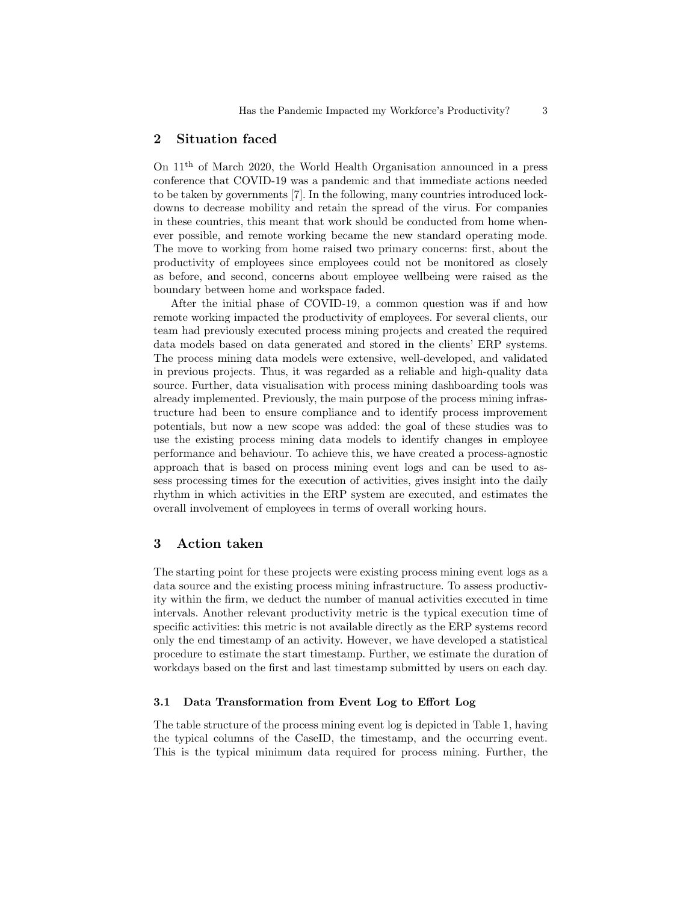## 2 Situation faced

On 11th of March 2020, the World Health Organisation announced in a press conference that COVID-19 was a pandemic and that immediate actions needed to be taken by governments [7]. In the following, many countries introduced lockdowns to decrease mobility and retain the spread of the virus. For companies in these countries, this meant that work should be conducted from home whenever possible, and remote working became the new standard operating mode. The move to working from home raised two primary concerns: first, about the productivity of employees since employees could not be monitored as closely as before, and second, concerns about employee wellbeing were raised as the boundary between home and workspace faded.

After the initial phase of COVID-19, a common question was if and how remote working impacted the productivity of employees. For several clients, our team had previously executed process mining projects and created the required data models based on data generated and stored in the clients' ERP systems. The process mining data models were extensive, well-developed, and validated in previous projects. Thus, it was regarded as a reliable and high-quality data source. Further, data visualisation with process mining dashboarding tools was already implemented. Previously, the main purpose of the process mining infrastructure had been to ensure compliance and to identify process improvement potentials, but now a new scope was added: the goal of these studies was to use the existing process mining data models to identify changes in employee performance and behaviour. To achieve this, we have created a process-agnostic approach that is based on process mining event logs and can be used to assess processing times for the execution of activities, gives insight into the daily rhythm in which activities in the ERP system are executed, and estimates the overall involvement of employees in terms of overall working hours.

## 3 Action taken

The starting point for these projects were existing process mining event logs as a data source and the existing process mining infrastructure. To assess productivity within the firm, we deduct the number of manual activities executed in time intervals. Another relevant productivity metric is the typical execution time of specific activities: this metric is not available directly as the ERP systems record only the end timestamp of an activity. However, we have developed a statistical procedure to estimate the start timestamp. Further, we estimate the duration of workdays based on the first and last timestamp submitted by users on each day.

### 3.1 Data Transformation from Event Log to Effort Log

The table structure of the process mining event log is depicted in Table 1, having the typical columns of the CaseID, the timestamp, and the occurring event. This is the typical minimum data required for process mining. Further, the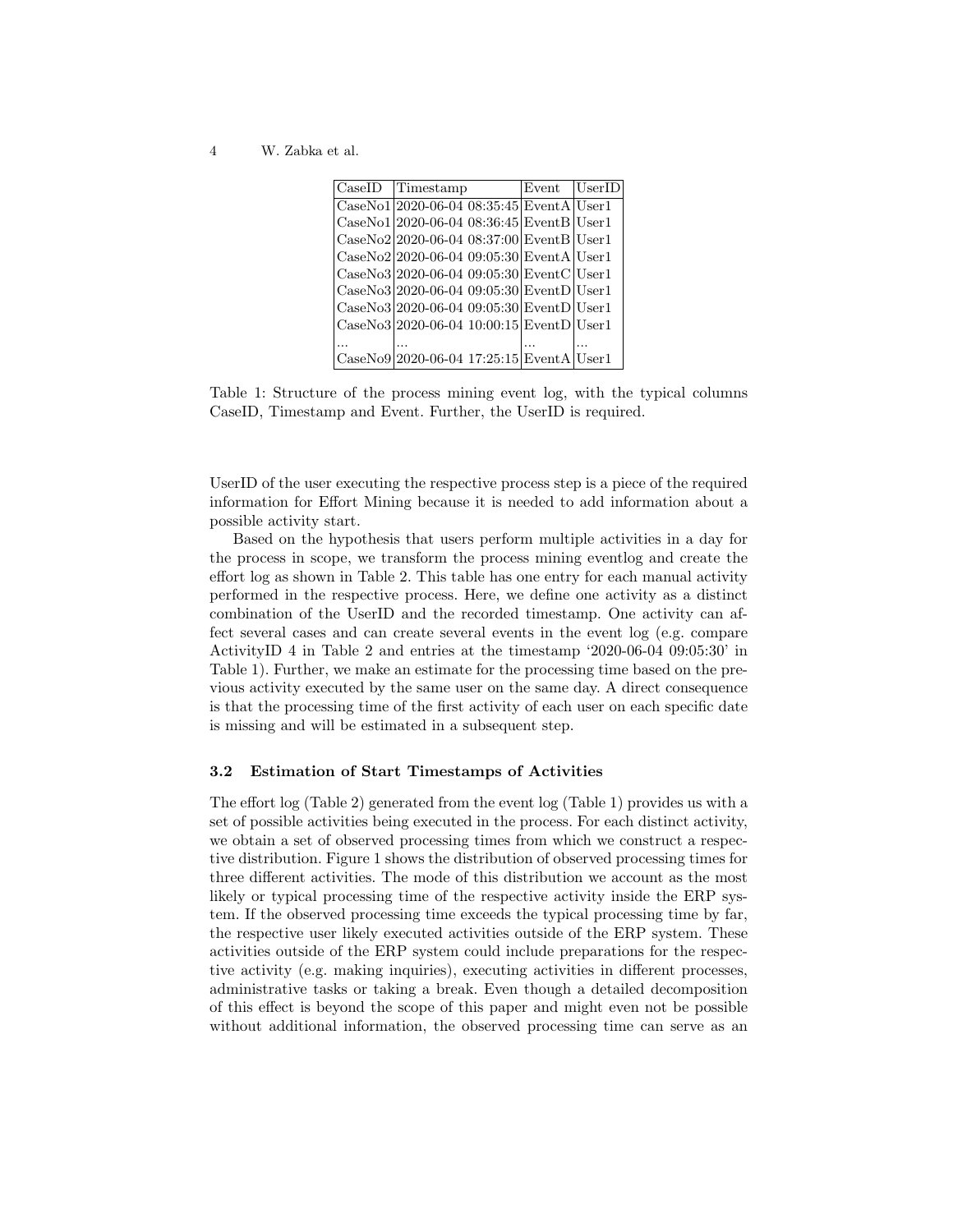| CaseID | Timestamp | Event | UserID |
|---|---|---|---|
| CaseNo1 | 2020-06-04 08:35:45 | EventA | User1 |
| CaseNo1 | 2020-06-04 08:36:45 | EventB | User1 |
| CaseNo2 | 2020-06-04 08:37:00 | EventB | User1 |
| CaseNo2 | 2020-06-04 09:05:30 | EventA | User1 |
| CaseNo3 | 2020-06-04 09:05:30 | EventC | User1 |
| CaseNo3 | 2020-06-04 09:05:30 | EventD | User1 |
| CaseNo3 | 2020-06-04 09:05:30 | EventD | User1 |
| CaseNo3 | 2020-06-04 10:00:15 | EventD | User1 |
| ... | ... | ... | ... |
| CaseNo9 | 2020-06-04 17:25:15 | EventA | User1 |

Table 1: Structure of the process mining event log, with the typical columns CaseID, Timestamp and Event. Further, the UserID is required.

UserID of the user executing the respective process step is a piece of the required information for Effort Mining because it is needed to add information about a possible activity start.

Based on the hypothesis that users perform multiple activities in a day for the process in scope, we transform the process mining eventlog and create the effort log as shown in Table 2. This table has one entry for each manual activity performed in the respective process. Here, we define one activity as a distinct combination of the UserID and the recorded timestamp. One activity can affect several cases and can create several events in the event log (e.g. compare ActivityID 4 in Table 2 and entries at the timestamp '2020-06-04 09:05:30' in Table 1). Further, we make an estimate for the processing time based on the previous activity executed by the same user on the same day. A direct consequence is that the processing time of the first activity of each user on each specific date is missing and will be estimated in a subsequent step.

### 3.2 Estimation of Start Timestamps of Activities

The effort log (Table 2) generated from the event log (Table 1) provides us with a set of possible activities being executed in the process. For each distinct activity, we obtain a set of observed processing times from which we construct a respective distribution. Figure 1 shows the distribution of observed processing times for three different activities. The mode of this distribution we account as the most likely or typical processing time of the respective activity inside the ERP system. If the observed processing time exceeds the typical processing time by far, the respective user likely executed activities outside of the ERP system. These activities outside of the ERP system could include preparations for the respective activity (e.g. making inquiries), executing activities in different processes, administrative tasks or taking a break. Even though a detailed decomposition of this effect is beyond the scope of this paper and might even not be possible without additional information, the observed processing time can serve as an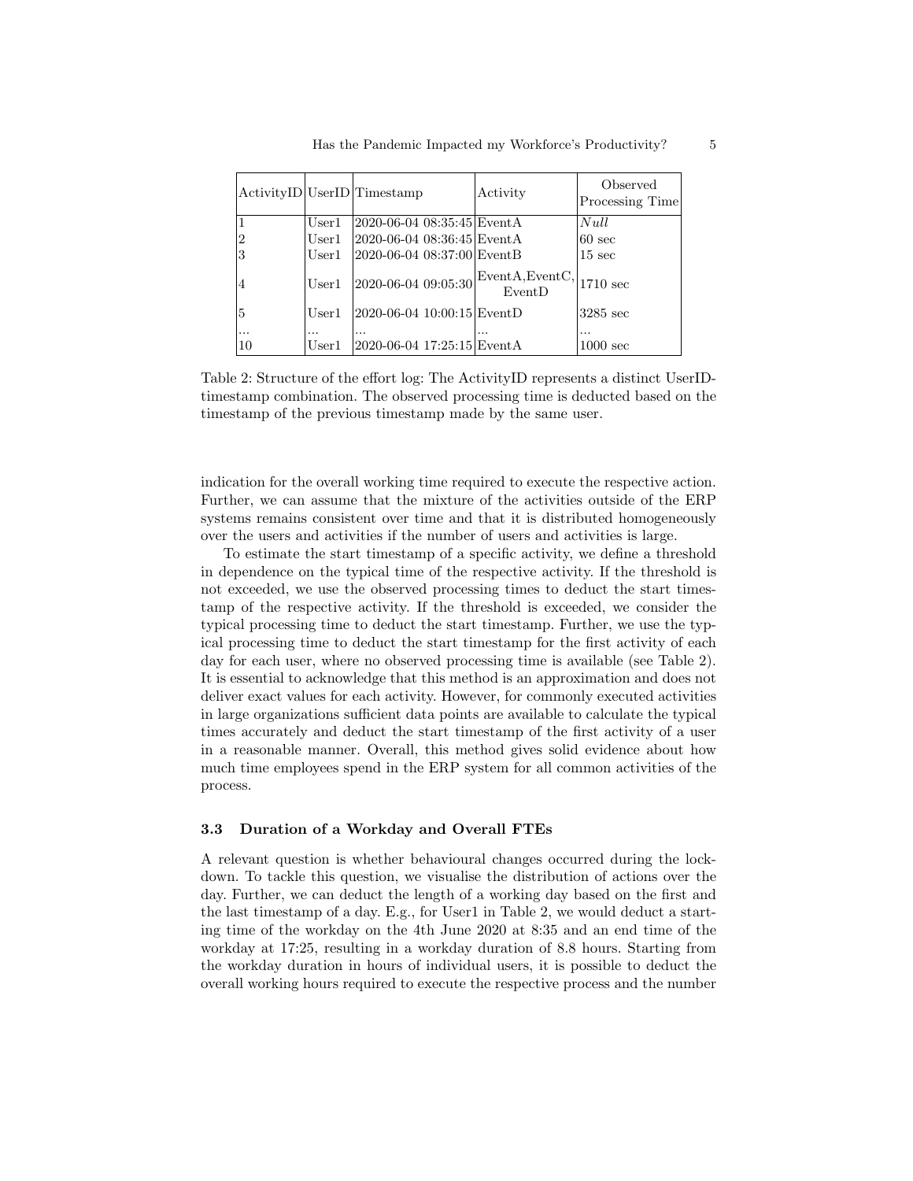| ActivityID | UserID | Timestamp | Activity | Observed Processing Time |
|---|---|---|---|---|
| 1 | User1 | 2020-06-04 08:35:45 | EventA | *Null* |
| 2 | User1 | 2020-06-04 08:36:45 | EventA | 60 sec |
| 3 | User1 | 2020-06-04 08:37:00 | EventB | 15 sec |
| 4 | User1 | 2020-06-04 09:05:30 | EventA,EventC, EventD | 1710 sec |
| 5 | User1 | 2020-06-04 10:00:15 | EventD | 3285 sec |
| ... | ... | ... | ... | ... |
| 10 | User1 | 2020-06-04 17:25:15 | EventA | 1000 sec |

Table 2: Structure of the effort log: The ActivityID represents a distinct UserID-timestamp combination. The observed processing time is deducted based on the timestamp of the previous timestamp made by the same user.

indication for the overall working time required to execute the respective action. Further, we can assume that the mixture of the activities outside of the ERP systems remains consistent over time and that it is distributed homogeneously over the users and activities if the number of users and activities is large.

To estimate the start timestamp of a specific activity, we define a threshold in dependence on the typical time of the respective activity. If the threshold is not exceeded, we use the observed processing times to deduct the start timestamp of the respective activity. If the threshold is exceeded, we consider the typical processing time to deduct the start timestamp. Further, we use the typical processing time to deduct the start timestamp for the first activity of each day for each user, where no observed processing time is available (see Table 2). It is essential to acknowledge that this method is an approximation and does not deliver exact values for each activity. However, for commonly executed activities in large organizations sufficient data points are available to calculate the typical times accurately and deduct the start timestamp of the first activity of a user in a reasonable manner. Overall, this method gives solid evidence about how much time employees spend in the ERP system for all common activities of the process.

### 3.3 Duration of a Workday and Overall FTEs

A relevant question is whether behavioural changes occurred during the lockdown. To tackle this question, we visualise the distribution of actions over the day. Further, we can deduct the length of a working day based on the first and the last timestamp of a day. E.g., for User1 in Table 2, we would deduct a starting time of the workday on the 4th June 2020 at 8:35 and an end time of the workday at 17:25, resulting in a workday duration of 8.8 hours. Starting from the workday duration in hours of individual users, it is possible to deduct the overall working hours required to execute the respective process and the number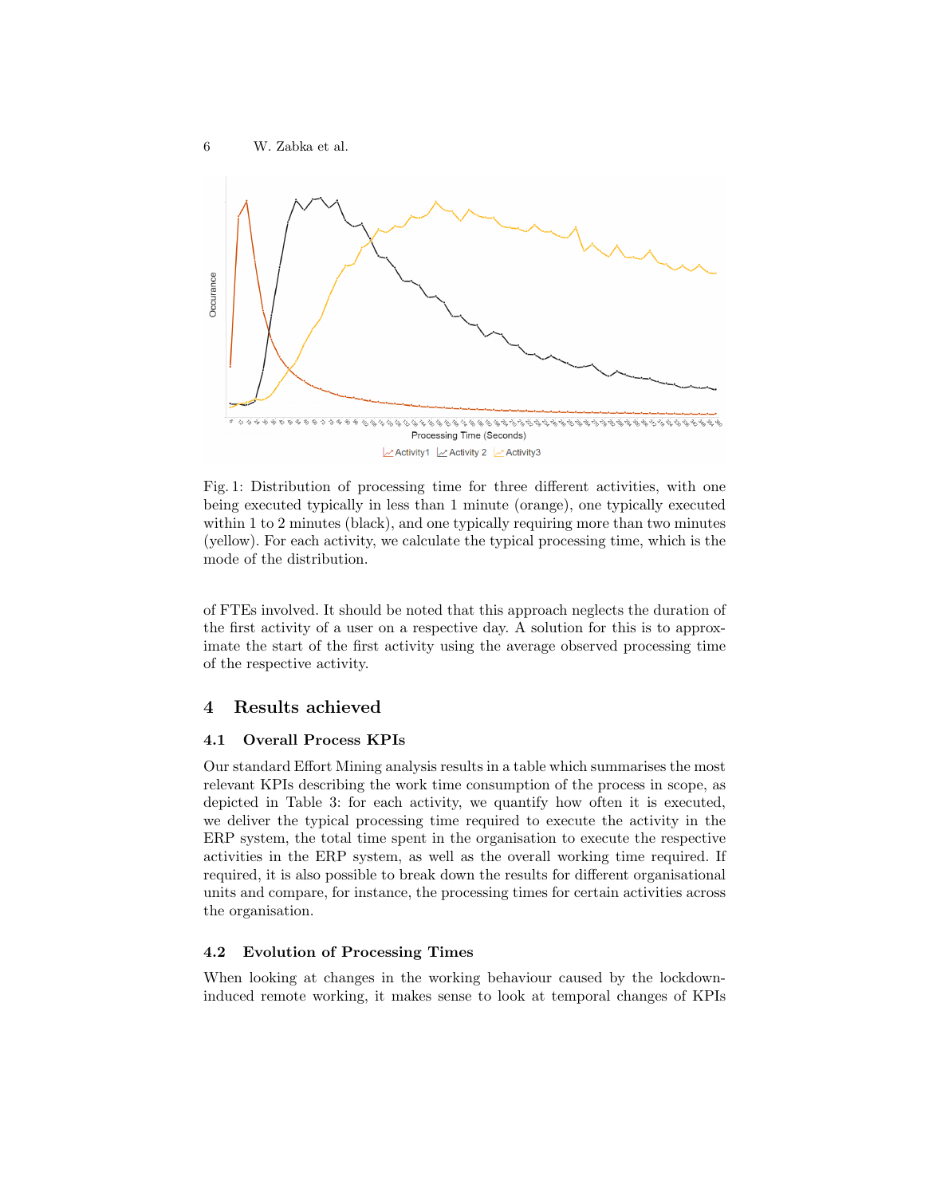Fig. 1: Distribution of processing time for three different activities, with one being executed typically in less than 1 minute (orange), one typically executed within 1 to 2 minutes (black), and one typically requiring more than two minutes (yellow). For each activity, we calculate the typical processing time, which is the mode of the distribution.

of FTEs involved. It should be noted that this approach neglects the duration of the first activity of a user on a respective day. A solution for this is to approximate the start of the first activity using the average observed processing time of the respective activity.

## 4 Results achieved

### 4.1 Overall Process KPIs

Our standard Effort Mining analysis results in a table which summarises the most relevant KPIs describing the work time consumption of the process in scope, as depicted in Table 3: for each activity, we quantify how often it is executed, we deliver the typical processing time required to execute the activity in the ERP system, the total time spent in the organisation to execute the respective activities in the ERP system, as well as the overall working time required. If required, it is also possible to break down the results for different organisational units and compare, for instance, the processing times for certain activities across the organisation.

### 4.2 Evolution of Processing Times

When looking at changes in the working behaviour caused by the lockdown-induced remote working, it makes sense to look at temporal changes of KPIs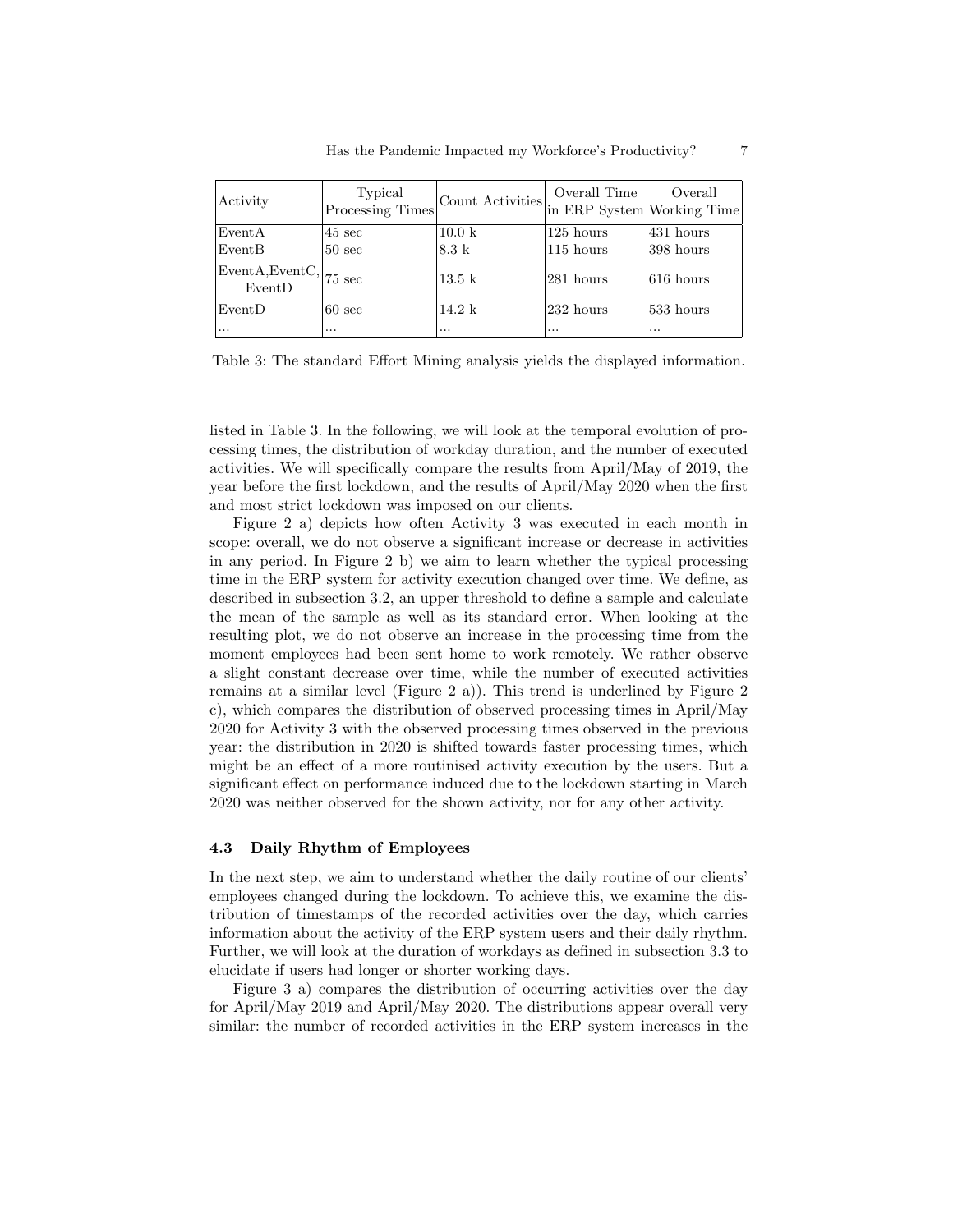| Activity | Typical Processing Times | Count Activities | Overall Time in ERP System | Overall Working Time |
|---|---|---|---|---|
| EventA | 45 sec | 10.0 k | 125 hours | 431 hours |
| EventB | 50 sec | 8.3 k | 115 hours | 398 hours |
| EventA,EventC, EventD | 75 sec | 13.5 k | 281 hours | 616 hours |
| EventD | 60 sec | 14.2 k | 232 hours | 533 hours |
| ... | ... | ... | ... | ... |

Table 3: The standard Effort Mining analysis yields the displayed information.

listed in Table 3. In the following, we will look at the temporal evolution of processing times, the distribution of workday duration, and the number of executed activities. We will specifically compare the results from April/May of 2019, the year before the first lockdown, and the results of April/May 2020 when the first and most strict lockdown was imposed on our clients.

Figure 2 a) depicts how often Activity 3 was executed in each month in scope: overall, we do not observe a significant increase or decrease in activities in any period. In Figure 2 b) we aim to learn whether the typical processing time in the ERP system for activity execution changed over time. We define, as described in subsection 3.2, an upper threshold to define a sample and calculate the mean of the sample as well as its standard error. When looking at the resulting plot, we do not observe an increase in the processing time from the moment employees had been sent home to work remotely. We rather observe a slight constant decrease over time, while the number of executed activities remains at a similar level (Figure 2 a)). This trend is underlined by Figure 2 c), which compares the distribution of observed processing times in April/May 2020 for Activity 3 with the observed processing times observed in the previous year: the distribution in 2020 is shifted towards faster processing times, which might be an effect of a more routinised activity execution by the users. But a significant effect on performance induced due to the lockdown starting in March 2020 was neither observed for the shown activity, nor for any other activity.

### 4.3 Daily Rhythm of Employees

In the next step, we aim to understand whether the daily routine of our clients' employees changed during the lockdown. To achieve this, we examine the distribution of timestamps of the recorded activities over the day, which carries information about the activity of the ERP system users and their daily rhythm. Further, we will look at the duration of workdays as defined in subsection 3.3 to elucidate if users had longer or shorter working days.

Figure 3 a) compares the distribution of occurring activities over the day for April/May 2019 and April/May 2020. The distributions appear overall very similar: the number of recorded activities in the ERP system increases in the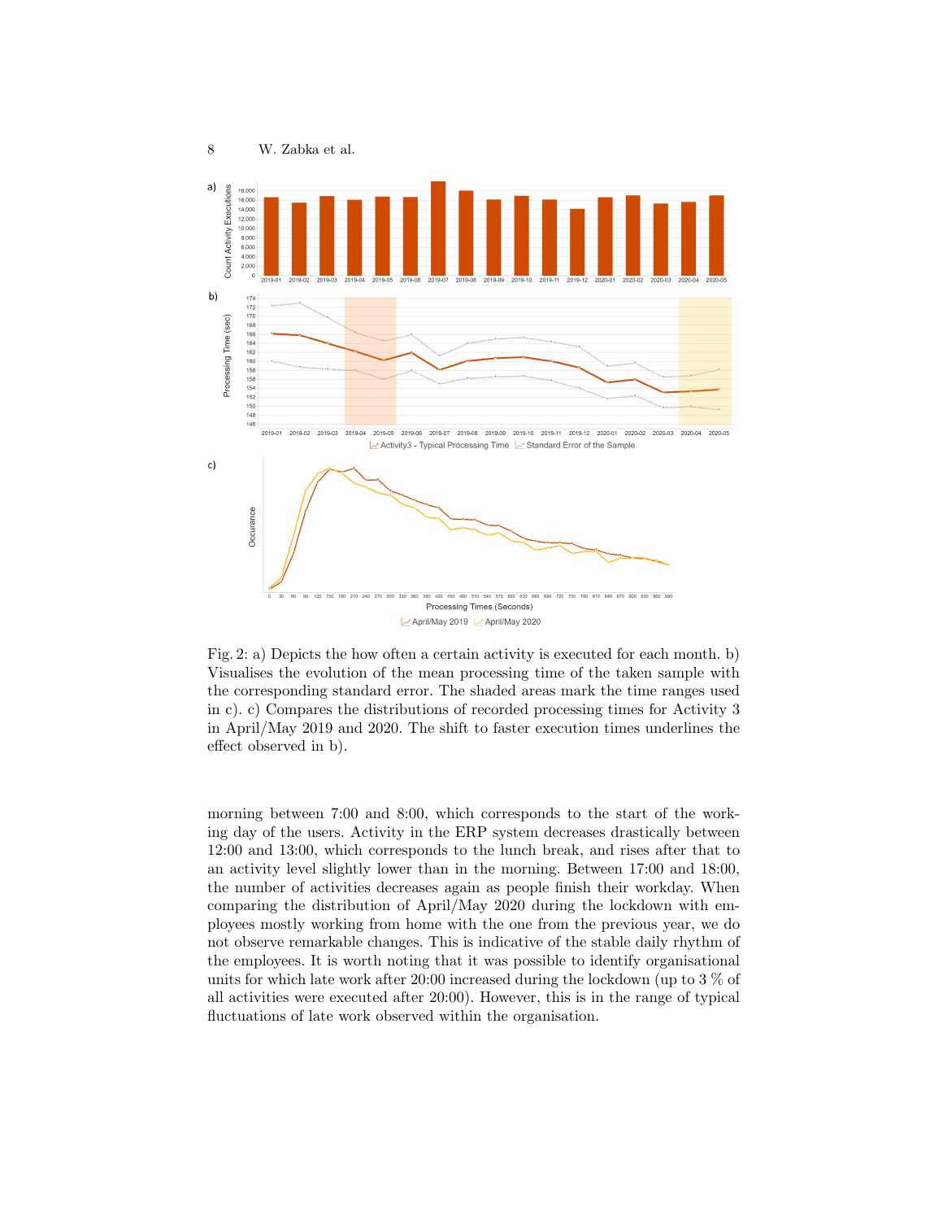Fig. 2: a) Depicts the how often a certain activity is executed for each month. b) Visualises the evolution of the mean processing time of the taken sample with the corresponding standard error. The shaded areas mark the time ranges used in c). c) Compares the distributions of recorded processing times for Activity 3 in April/May 2019 and 2020. The shift to faster execution times underlines the effect observed in b).

morning between 7:00 and 8:00, which corresponds to the start of the working day of the users. Activity in the ERP system decreases drastically between 12:00 and 13:00, which corresponds to the lunch break, and rises after that to an activity level slightly lower than in the morning. Between 17:00 and 18:00, the number of activities decreases again as people finish their workday. When comparing the distribution of April/May 2020 during the lockdown with employees mostly working from home with the one from the previous year, we do not observe remarkable changes. This is indicative of the stable daily rhythm of the employees. It is worth noting that it was possible to identify organisational units for which late work after 20:00 increased during the lockdown (up to 3 % of all activities were executed after 20:00). However, this is in the range of typical fluctuations of late work observed within the organisation.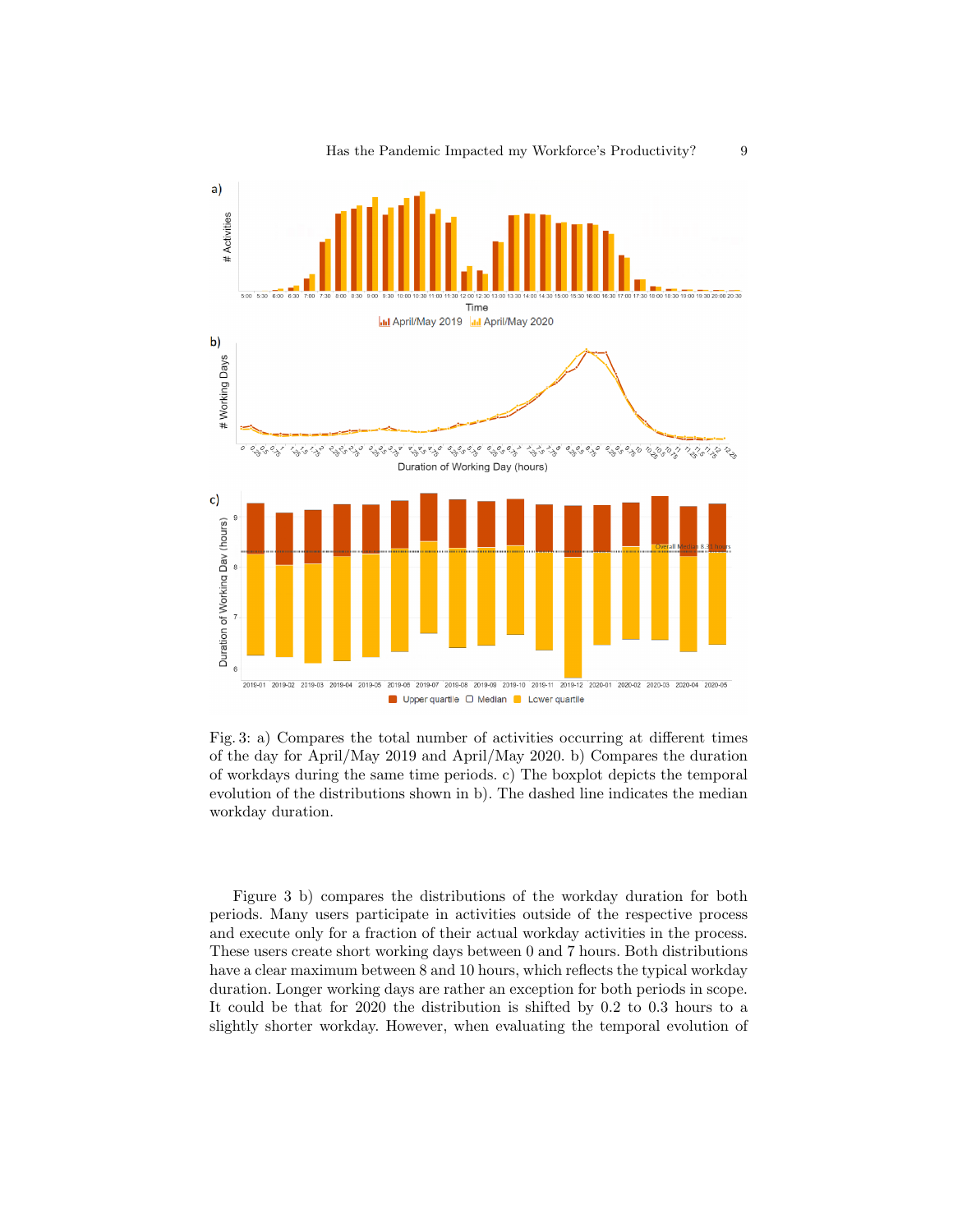Fig. 3: a) Compares the total number of activities occurring at different times of the day for April/May 2019 and April/May 2020. b) Compares the duration of workdays during the same time periods. c) The boxplot depicts the temporal evolution of the distributions shown in b). The dashed line indicates the median workday duration.

Figure 3 b) compares the distributions of the workday duration for both periods. Many users participate in activities outside of the respective process and execute only for a fraction of their actual workday activities in the process. These users create short working days between 0 and 7 hours. Both distributions have a clear maximum between 8 and 10 hours, which reflects the typical workday duration. Longer working days are rather an exception for both periods in scope. It could be that for 2020 the distribution is shifted by 0.2 to 0.3 hours to a slightly shorter workday. However, when evaluating the temporal evolution of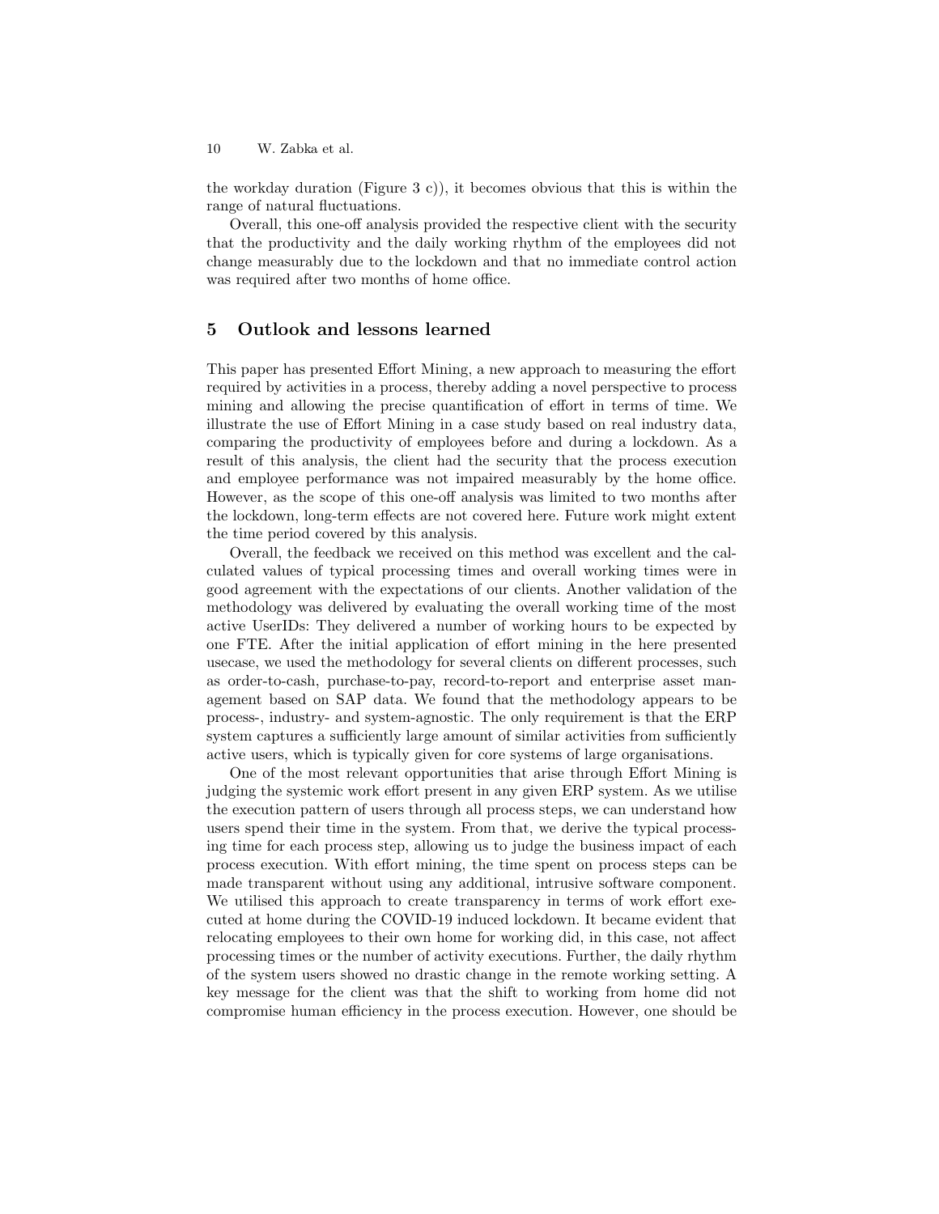the workday duration (Figure 3 c)), it becomes obvious that this is within the range of natural fluctuations.

Overall, this one-off analysis provided the respective client with the security that the productivity and the daily working rhythm of the employees did not change measurably due to the lockdown and that no immediate control action was required after two months of home office.

## 5 Outlook and lessons learned

This paper has presented Effort Mining, a new approach to measuring the effort required by activities in a process, thereby adding a novel perspective to process mining and allowing the precise quantification of effort in terms of time. We illustrate the use of Effort Mining in a case study based on real industry data, comparing the productivity of employees before and during a lockdown. As a result of this analysis, the client had the security that the process execution and employee performance was not impaired measurably by the home office. However, as the scope of this one-off analysis was limited to two months after the lockdown, long-term effects are not covered here. Future work might extent the time period covered by this analysis.

Overall, the feedback we received on this method was excellent and the calculated values of typical processing times and overall working times were in good agreement with the expectations of our clients. Another validation of the methodology was delivered by evaluating the overall working time of the most active UserIDs: They delivered a number of working hours to be expected by one FTE. After the initial application of effort mining in the here presented usecase, we used the methodology for several clients on different processes, such as order-to-cash, purchase-to-pay, record-to-report and enterprise asset management based on SAP data. We found that the methodology appears to be process-, industry- and system-agnostic. The only requirement is that the ERP system captures a sufficiently large amount of similar activities from sufficiently active users, which is typically given for core systems of large organisations.

One of the most relevant opportunities that arise through Effort Mining is judging the systemic work effort present in any given ERP system. As we utilise the execution pattern of users through all process steps, we can understand how users spend their time in the system. From that, we derive the typical processing time for each process step, allowing us to judge the business impact of each process execution. With effort mining, the time spent on process steps can be made transparent without using any additional, intrusive software component. We utilised this approach to create transparency in terms of work effort executed at home during the COVID-19 induced lockdown. It became evident that relocating employees to their own home for working did, in this case, not affect processing times or the number of activity executions. Further, the daily rhythm of the system users showed no drastic change in the remote working setting. A key message for the client was that the shift to working from home did not compromise human efficiency in the process execution. However, one should be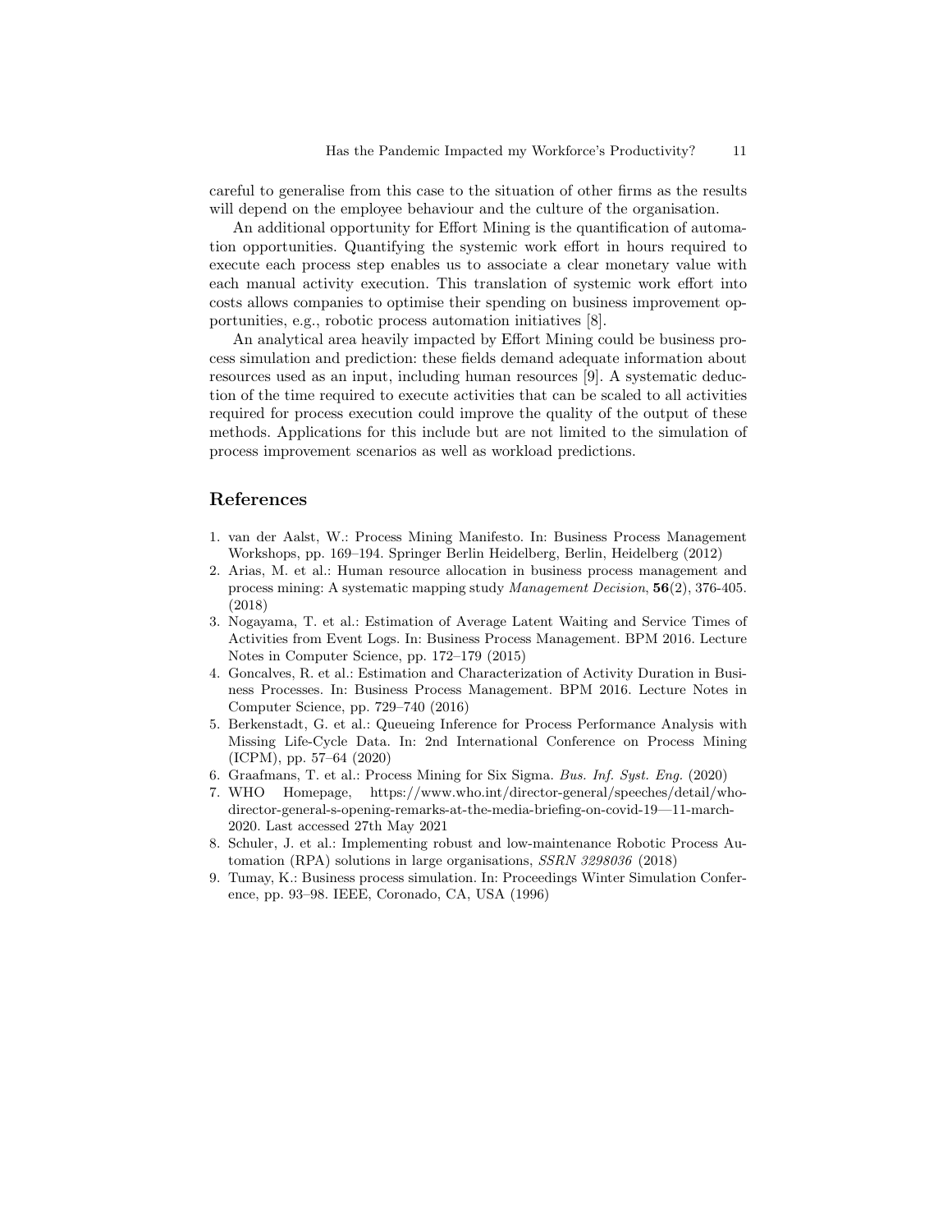careful to generalise from this case to the situation of other firms as the results will depend on the employee behaviour and the culture of the organisation.

An additional opportunity for Effort Mining is the quantification of automation opportunities. Quantifying the systemic work effort in hours required to execute each process step enables us to associate a clear monetary value with each manual activity execution. This translation of systemic work effort into costs allows companies to optimise their spending on business improvement opportunities, e.g., robotic process automation initiatives [8].

An analytical area heavily impacted by Effort Mining could be business process simulation and prediction: these fields demand adequate information about resources used as an input, including human resources [9]. A systematic deduction of the time required to execute activities that can be scaled to all activities required for process execution could improve the quality of the output of these methods. Applications for this include but are not limited to the simulation of process improvement scenarios as well as workload predictions.

## References

1. van der Aalst, W.: Process Mining Manifesto. In: Business Process Management Workshops, pp. 169–194. Springer Berlin Heidelberg, Berlin, Heidelberg (2012)
2. Arias, M. et al.: Human resource allocation in business process management and process mining: A systematic mapping study *Management Decision*, **56**(2), 376-405. (2018)
3. Nogayama, T. et al.: Estimation of Average Latent Waiting and Service Times of Activities from Event Logs. In: Business Process Management. BPM 2016. Lecture Notes in Computer Science, pp. 172–179 (2015)
4. Goncalves, R. et al.: Estimation and Characterization of Activity Duration in Business Processes. In: Business Process Management. BPM 2016. Lecture Notes in Computer Science, pp. 729–740 (2016)
5. Berkenstadt, G. et al.: Queueing Inference for Process Performance Analysis with Missing Life-Cycle Data. In: 2nd International Conference on Process Mining (ICPM), pp. 57–64 (2020)
6. Graafmans, T. et al.: Process Mining for Six Sigma. *Bus. Inf. Syst. Eng.* (2020)
7. WHO Homepage, https://www.who.int/director-general/speeches/detail/who-director-general-s-opening-remarks-at-the-media-briefing-on-covid-19—11-march-2020. Last accessed 27th May 2021
8. Schuler, J. et al.: Implementing robust and low-maintenance Robotic Process Automation (RPA) solutions in large organisations, *SSRN 3298036* (2018)
9. Tumay, K.: Business process simulation. In: Proceedings Winter Simulation Conference, pp. 93–98. IEEE, Coronado, CA, USA (1996)